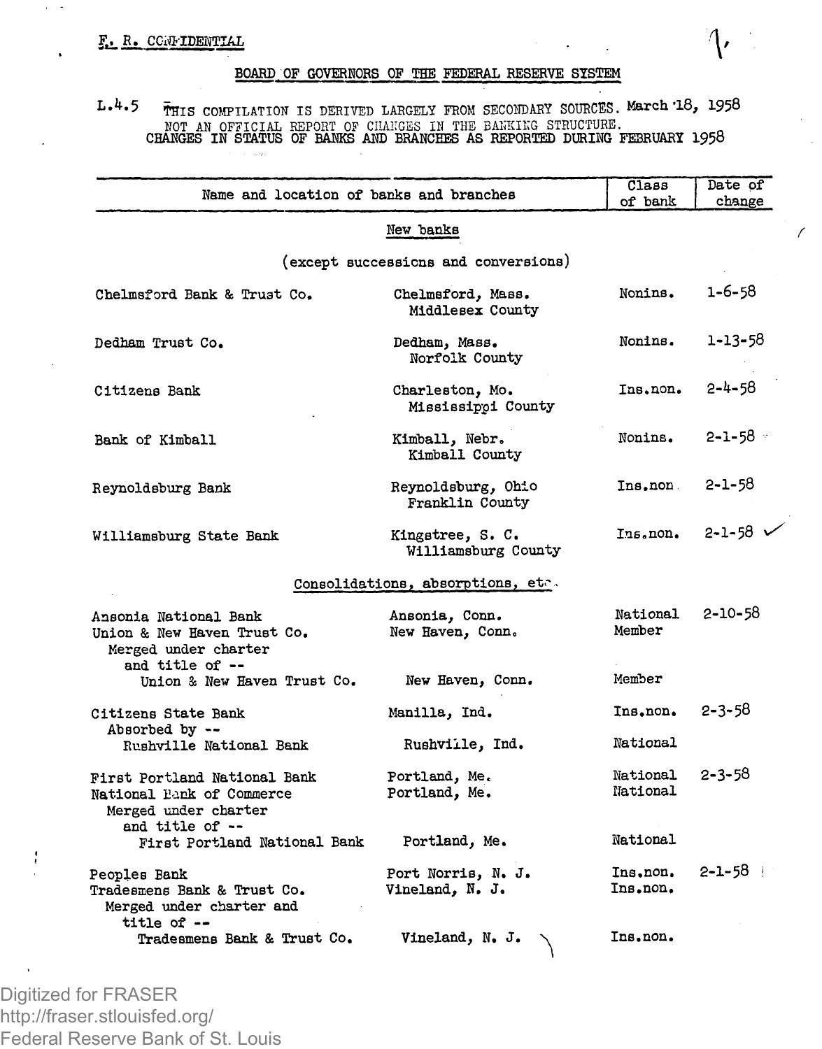F. R. CONFIDENTIAL

BOARD OF GOVERNORS OF THE FEDERAL RESERVE SYSTEM

L.4.5 THIS COMPILATION IS DERIVED LARGELY FROM SECONDARY SOURCES. March 18, 1958
NOT AN OFFICIAL REPORT OF CHANGES IN THE BANKING STRUCTURE.

CHANGES IN STATUS OF BANKS AND BRANCHES AS REPORTED DURING FEBRUARY 1958

| Name and location of banks and branches | | Class of bank | Date of change |
|---|---|---|---|
| **New banks** | | | |
| (except successions and conversions) | | | |
| Chelmsford Bank & Trust Co. | Chelmsford, Mass. Middlesex County | Nonins. | 1-6-58 |
| Dedham Trust Co. | Dedham, Mass. Norfolk County | Nonins. | 1-13-58 |
| Citizens Bank | Charleston, Mo. Mississippi County | Ins.non. | 2-4-58 |
| Bank of Kimball | Kimball, Nebr. Kimball County | Nonins. | 2-1-58 |
| Reynoldsburg Bank | Reynoldsburg, Ohio Franklin County | Ins.non. | 2-1-58 |
| Williamsburg State Bank | Kingstree, S. C. Williamsburg County | Ins.non. | 2-1-58 |
| **Consolidations, absorptions, etc.** | | | |
| Ansonia National Bank | Ansonia, Conn. | National | 2-10-58 |
| Union & New Haven Trust Co. | New Haven, Conn. | Member | |
| Merged under charter and title of -- | | | |
| Union & New Haven Trust Co. | New Haven, Conn. | Member | |
| Citizens State Bank | Manilla, Ind. | Ins.non. | 2-3-58 |
| Absorbed by -- | | | |
| Rushville National Bank | Rushville, Ind. | National | |
| First Portland National Bank | Portland, Me. | National | 2-3-58 |
| National Bank of Commerce | Portland, Me. | National | |
| Merged under charter and title of -- | | | |
| First Portland National Bank | Portland, Me. | National | |
| Peoples Bank | Port Norris, N. J. | Ins.non. | 2-1-58 |
| Tradesmens Bank & Trust Co. | Vineland, N. J. | Ins.non. | |
| Merged under charter and title of -- | | | |
| Tradesmens Bank & Trust Co. | Vineland, N. J. | Ins.non. | |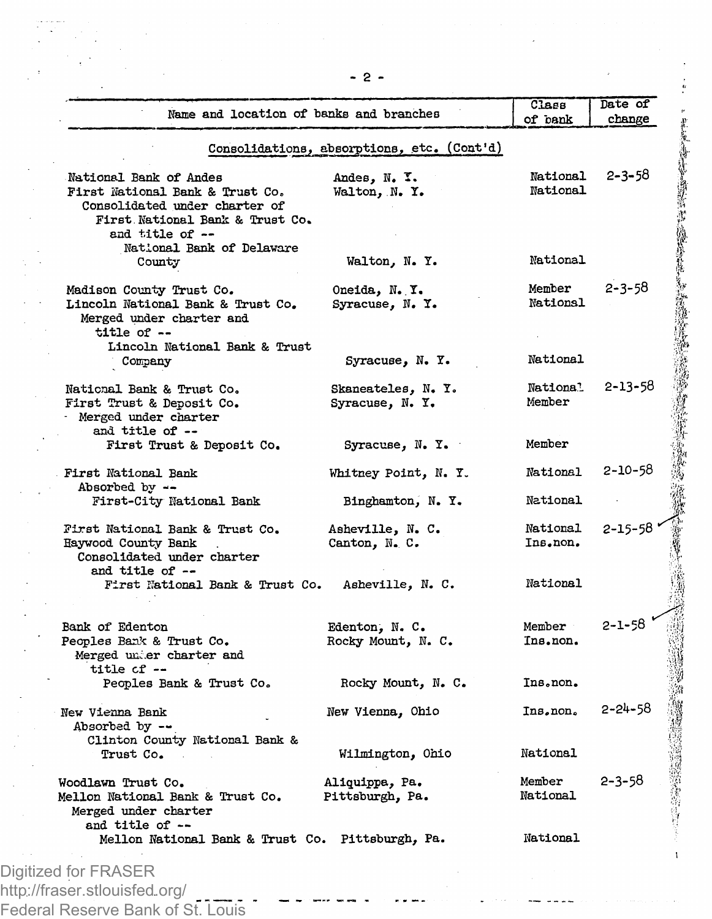| Name and location of banks and branches | | Class of bank | Date of change |
|---|---|---|---|
| Consolidations, absorptions, etc. (Cont'd) | | | |
| National Bank of Andes | Andes, N. Y. | National | 2-3-58 |
| First National Bank & Trust Co. | Walton, N. Y. | National | |
| Consolidated under charter of First National Bank & Trust Co. and title of -- National Bank of Delaware County | Walton, N. Y. | National | |
| Madison County Trust Co. | Oneida, N. Y. | Member | 2-3-58 |
| Lincoln National Bank & Trust Co. | Syracuse, N. Y. | National | |
| Merged under charter and title of -- Lincoln National Bank & Trust Company | Syracuse, N. Y. | National | |
| National Bank & Trust Co. | Skaneateles, N. Y. | National | 2-13-58 |
| First Trust & Deposit Co. | Syracuse, N. Y. | Member | |
| Merged under charter and title of -- First Trust & Deposit Co. | Syracuse, N. Y. | Member | |
| First National Bank | Whitney Point, N. Y. | National | 2-10-58 |
| Absorbed by -- First-City National Bank | Binghamton, N. Y. | National | |
| First National Bank & Trust Co. | Asheville, N. C. | National | 2-15-58 |
| Haywood County Bank | Canton, N. C. | Ins.non. | |
| Consolidated under charter and title of -- First National Bank & Trust Co. | Asheville, N. C. | National | |
| Bank of Edenton | Edenton, N. C. | Member | 2-1-58 |
| Peoples Bank & Trust Co. | Rocky Mount, N. C. | Ins.non. | |
| Merged under charter and title of -- Peoples Bank & Trust Co. | Rocky Mount, N. C. | Ins.non. | |
| New Vienna Bank | New Vienna, Ohio | Ins.non. | 2-24-58 |
| Absorbed by -- Clinton County National Bank & Trust Co. | Wilmington, Ohio | National | |
| Woodlawn Trust Co. | Aliquippa, Pa. | Member | 2-3-58 |
| Mellon National Bank & Trust Co. | Pittsburgh, Pa. | National | |
| Merged under charter and title of -- Mellon National Bank & Trust Co. | Pittsburgh, Pa. | National | |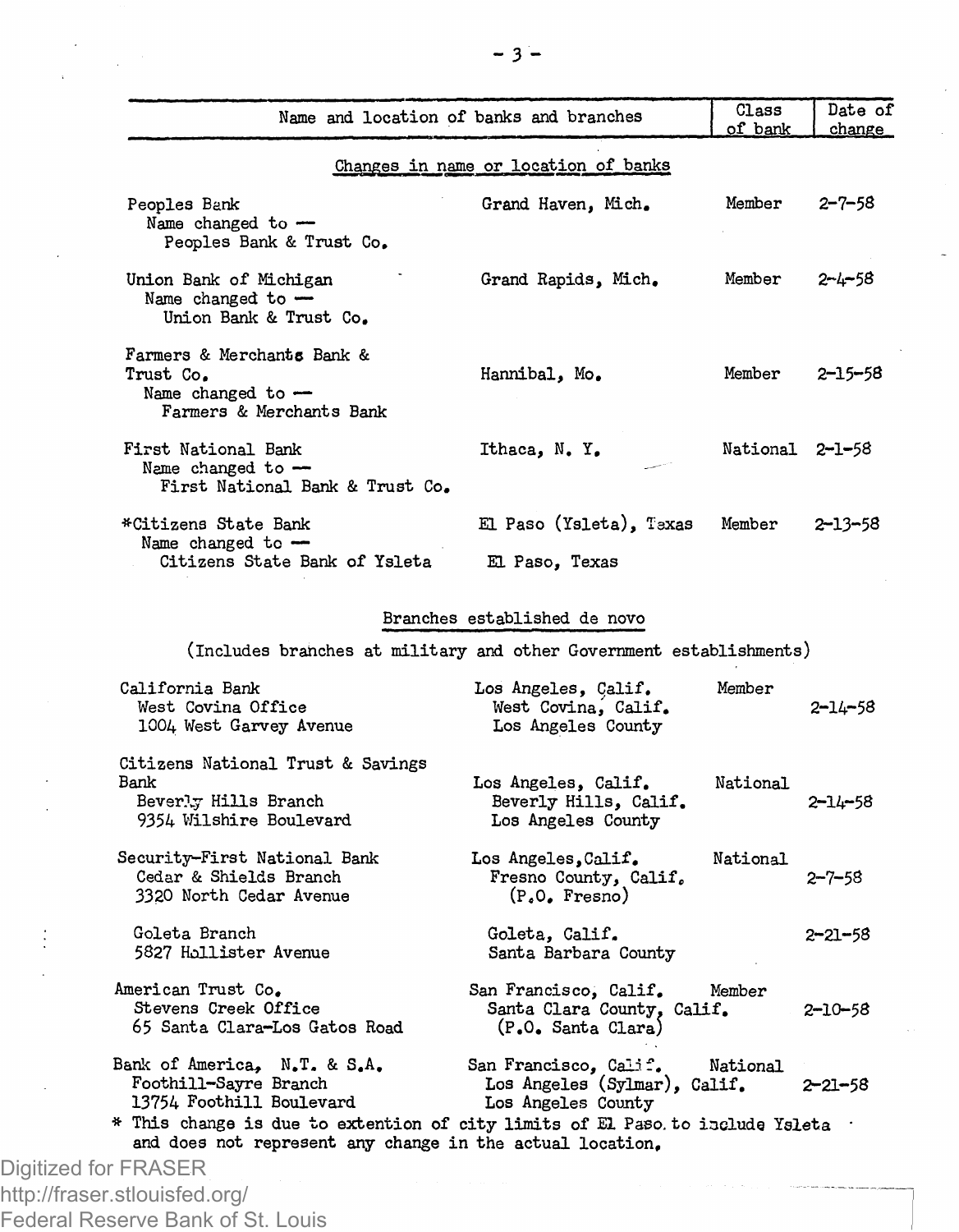| Name and location of banks and branches | | Class of bank | Date of change |
|---|---|---|---|
| **Changes in name or location of banks** | | | |
| Peoples Bank<br>Name changed to —<br>Peoples Bank & Trust Co. | Grand Haven, Mich. | Member | 2-7-58 |
| Union Bank of Michigan<br>Name changed to —<br>Union Bank & Trust Co. | Grand Rapids, Mich. | Member | 2-4-58 |
| Farmers & Merchants Bank & Trust Co.<br>Name changed to —<br>Farmers & Merchants Bank | Hannibal, Mo. | Member | 2-15-58 |
| First National Bank<br>Name changed to —<br>First National Bank & Trust Co. | Ithaca, N. Y. | National | 2-1-58 |
| *Citizens State Bank<br>Name changed to —<br>Citizens State Bank of Ysleta | El Paso (Ysleta), Texas<br><br>El Paso, Texas | Member | 2-13-58 |
| **Branches established de novo**<br>(Includes branches at military and other Government establishments) | | | |
| California Bank<br>West Covina Office<br>1004 West Garvey Avenue | Los Angeles, Calif.<br>West Covina, Calif.<br>Los Angeles County | Member | 2-14-58 |
| Citizens National Trust & Savings Bank<br>Beverly Hills Branch<br>9354 Wilshire Boulevard | Los Angeles, Calif.<br>Beverly Hills, Calif.<br>Los Angeles County | National | 2-14-58 |
| Security-First National Bank<br>Cedar & Shields Branch<br>3320 North Cedar Avenue | Los Angeles, Calif.<br>Fresno County, Calif.<br>(P.O. Fresno) | National | 2-7-58 |
| Goleta Branch<br>5827 Hollister Avenue | Goleta, Calif.<br>Santa Barbara County | | 2-21-58 |
| American Trust Co.<br>Stevens Creek Office<br>65 Santa Clara-Los Gatos Road | San Francisco, Calif.<br>Santa Clara County, Calif.<br>(P.O. Santa Clara) | Member | 2-10-58 |
| Bank of America, N.T. & S.A.<br>Foothill-Sayre Branch<br>13754 Foothill Boulevard | San Francisco, Calif.<br>Los Angeles (Sylmar), Calif.<br>Los Angeles County | National | 2-21-58 |

* This change is due to extention of city limits of El Paso to include Ysleta and does not represent any change in the actual location.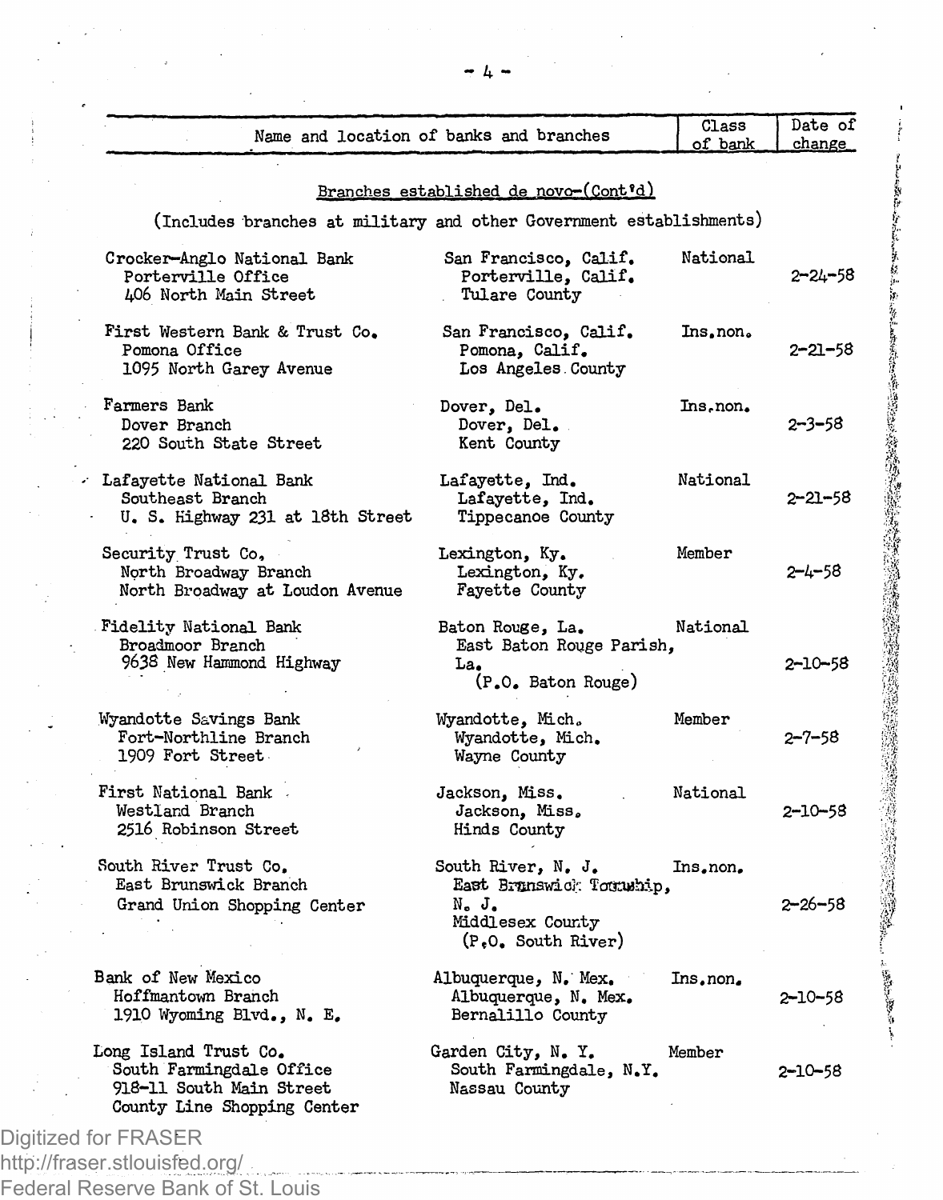| Name and location of banks and branches | | Class of bank | Date of change |
|---|---|---|---|
| **Branches established de novo–(Cont'd)** | | | |
| (Includes branches at military and other Government establishments) | | | |
| Crocker-Anglo National Bank<br>Porterville Office<br>406 North Main Street | San Francisco, Calif.<br>Porterville, Calif.<br>Tulare County | National | 2-24-58 |
| First Western Bank & Trust Co.<br>Pomona Office<br>1095 North Garey Avenue | San Francisco, Calif.<br>Pomona, Calif.<br>Los Angeles County | Ins.non. | 2-21-58 |
| Farmers Bank<br>Dover Branch<br>220 South State Street | Dover, Del.<br>Dover, Del.<br>Kent County | Ins.non. | 2-3-58 |
| Lafayette National Bank<br>Southeast Branch<br>U. S. Highway 231 at 18th Street | Lafayette, Ind.<br>Lafayette, Ind.<br>Tippecanoe County | National | 2-21-58 |
| Security Trust Co.<br>North Broadway Branch<br>North Broadway at Loudon Avenue | Lexington, Ky.<br>Lexington, Ky.<br>Fayette County | Member | 2-4-58 |
| Fidelity National Bank<br>Broadmoor Branch<br>9638 New Hammond Highway | Baton Rouge, La.<br>East Baton Rouge Parish, La.<br>(P.O. Baton Rouge) | National | 2-10-58 |
| Wyandotte Savings Bank<br>Fort-Northline Branch<br>1909 Fort Street | Wyandotte, Mich.<br>Wyandotte, Mich.<br>Wayne County | Member | 2-7-58 |
| First National Bank<br>Westland Branch<br>2516 Robinson Street | Jackson, Miss.<br>Jackson, Miss.<br>Hinds County | National | 2-10-58 |
| South River Trust Co.<br>East Brunswick Branch<br>Grand Union Shopping Center | South River, N. J.<br>East Brunswick Township, N. J.<br>Middlesex County<br>(P.O. South River) | Ins.non. | 2-26-58 |
| Bank of New Mexico<br>Hoffmantown Branch<br>1910 Wyoming Blvd., N. E. | Albuquerque, N. Mex.<br>Albuquerque, N. Mex.<br>Bernalillo County | Ins.non. | 2-10-58 |
| Long Island Trust Co.<br>South Farmingdale Office<br>918-11 South Main Street<br>County Line Shopping Center | Garden City, N. Y.<br>South Farmingdale, N.Y.<br>Nassau County | Member | 2-10-58 |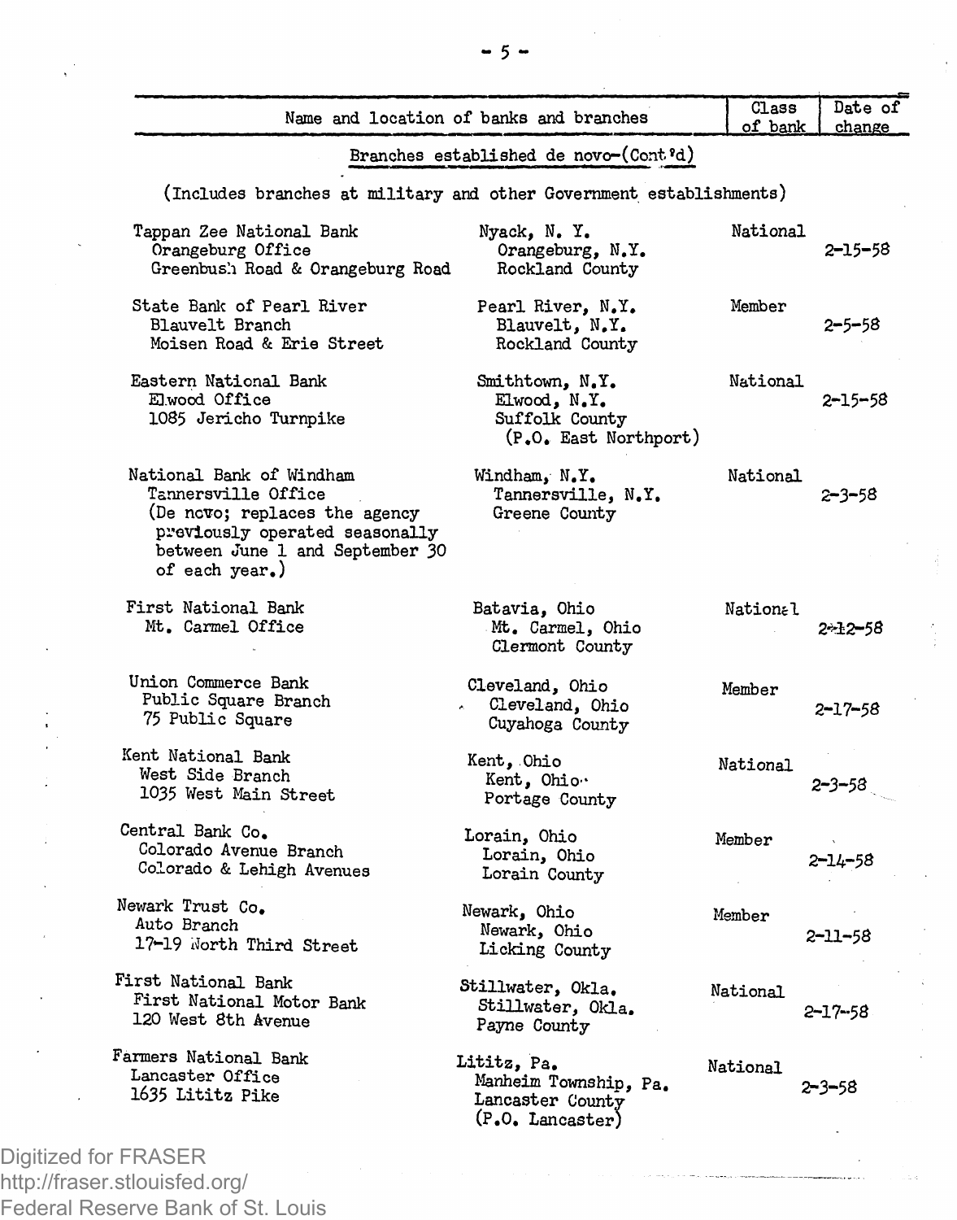| Name and location of banks and branches | | Class of bank | Date of change |
|---|---|---|---|
| **Branches established de novo--(Cont'd)** | | | |
| (Includes branches at military and other Government establishments) | | | |
| Tappan Zee National Bank<br>Orangeburg Office<br>Greenbush Road & Orangeburg Road | Nyack, N. Y.<br>Orangeburg, N.Y.<br>Rockland County | National | 2-15-58 |
| State Bank of Pearl River<br>Blauvelt Branch<br>Moisen Road & Erie Street | Pearl River, N.Y.<br>Blauvelt, N.Y.<br>Rockland County | Member | 2-5-58 |
| Eastern National Bank<br>Elwood Office<br>1085 Jericho Turnpike | Smithtown, N.Y.<br>Elwood, N.Y.<br>Suffolk County<br>(P.O. East Northport) | National | 2-15-58 |
| National Bank of Windham<br>Tannersville Office<br>(De novo; replaces the agency previously operated seasonally between June 1 and September 30 of each year.) | Windham, N.Y.<br>Tannersville, N.Y.<br>Greene County | National | 2-3-58 |
| First National Bank<br>Mt. Carmel Office | Batavia, Ohio<br>Mt. Carmel, Ohio<br>Clermont County | National | 2-12-58 |
| Union Commerce Bank<br>Public Square Branch<br>75 Public Square | Cleveland, Ohio<br>Cleveland, Ohio<br>Cuyahoga County | Member | 2-17-58 |
| Kent National Bank<br>West Side Branch<br>1035 West Main Street | Kent, Ohio<br>Kent, Ohio<br>Portage County | National | 2-3-58 |
| Central Bank Co.<br>Colorado Avenue Branch<br>Colorado & Lehigh Avenues | Lorain, Ohio<br>Lorain, Ohio<br>Lorain County | Member | 2-14-58 |
| Newark Trust Co.<br>Auto Branch<br>17-19 North Third Street | Newark, Ohio<br>Newark, Ohio<br>Licking County | Member | 2-11-58 |
| First National Bank<br>First National Motor Bank<br>120 West 8th Avenue | Stillwater, Okla.<br>Stillwater, Okla.<br>Payne County | National | 2-17-58 |
| Farmers National Bank<br>Lancaster Office<br>1635 Lititz Pike | Lititz, Pa.<br>Manheim Township, Pa.<br>Lancaster County<br>(P.O. Lancaster) | National | 2-3-58 |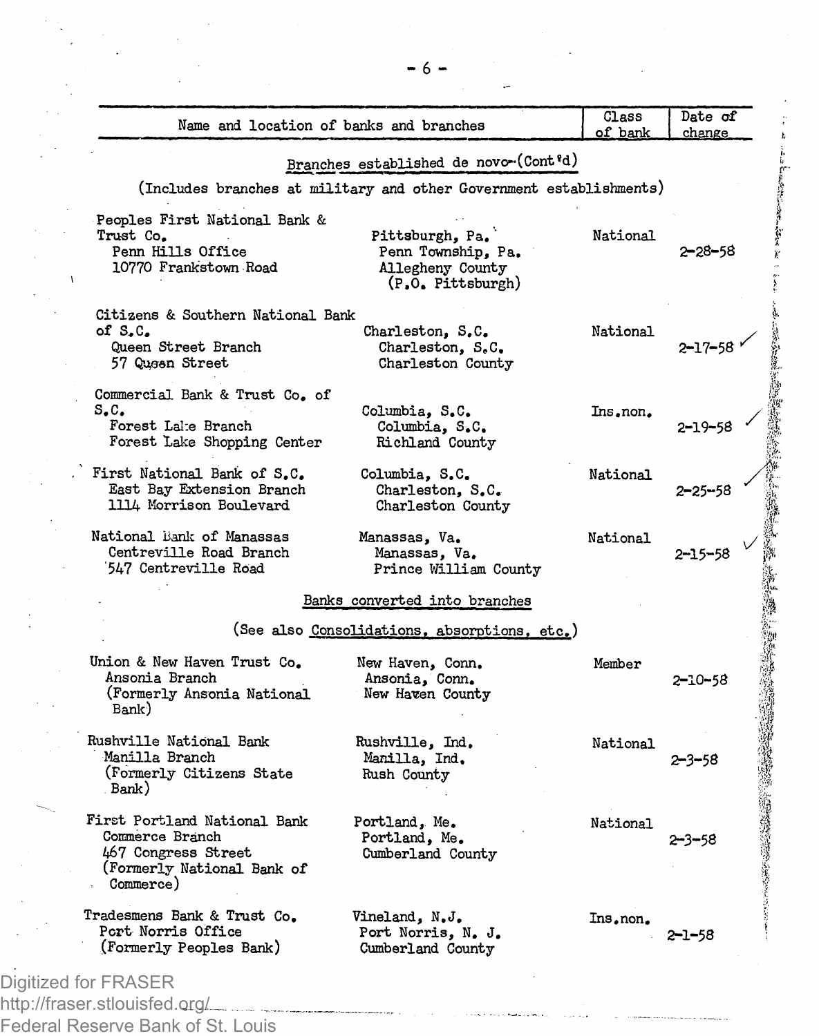| Name and location of banks and branches | | Class of bank | Date of change |
|---|---|---|---|
| **Branches established de novo-(Cont'd)** | | | |
| (Includes branches at military and other Government establishments) | | | |
| Peoples First National Bank & Trust Co. Penn Hills Office 10770 Frankstown Road | Pittsburgh, Pa. Penn Township, Pa. Allegheny County (P.O. Pittsburgh) | National | 2-28-58 |
| Citizens & Southern National Bank of S.C. Queen Street Branch 57 Queen Street | Charleston, S.C. Charleston, S.C. Charleston County | National | 2-17-58 |
| Commercial Bank & Trust Co. of S.C. Forest Lake Branch Forest Lake Shopping Center | Columbia, S.C. Columbia, S.C. Richland County | Ins.non. | 2-19-58 |
| First National Bank of S.C. East Bay Extension Branch 1114 Morrison Boulevard | Columbia, S.C. Charleston, S.C. Charleston County | National | 2-25-58 |
| National Bank of Manassas Centreville Road Branch 547 Centreville Road | Manassas, Va. Manassas, Va. Prince William County | National | 2-15-58 |
| **Banks converted into branches** | | | |
| (See also Consolidations, absorptions, etc.) | | | |
| Union & New Haven Trust Co. Ansonia Branch (Formerly Ansonia National Bank) | New Haven, Conn. Ansonia, Conn. New Haven County | Member | 2-10-58 |
| Rushville National Bank Manilla Branch (Formerly Citizens State Bank) | Rushville, Ind. Manilla, Ind. Rush County | National | 2-3-58 |
| First Portland National Bank Commerce Branch 467 Congress Street (Formerly National Bank of Commerce) | Portland, Me. Portland, Me. Cumberland County | National | 2-3-58 |
| Tradesmens Bank & Trust Co. Port Norris Office (Formerly Peoples Bank) | Vineland, N.J. Port Norris, N. J. Cumberland County | Ins.non. | 2-1-58 |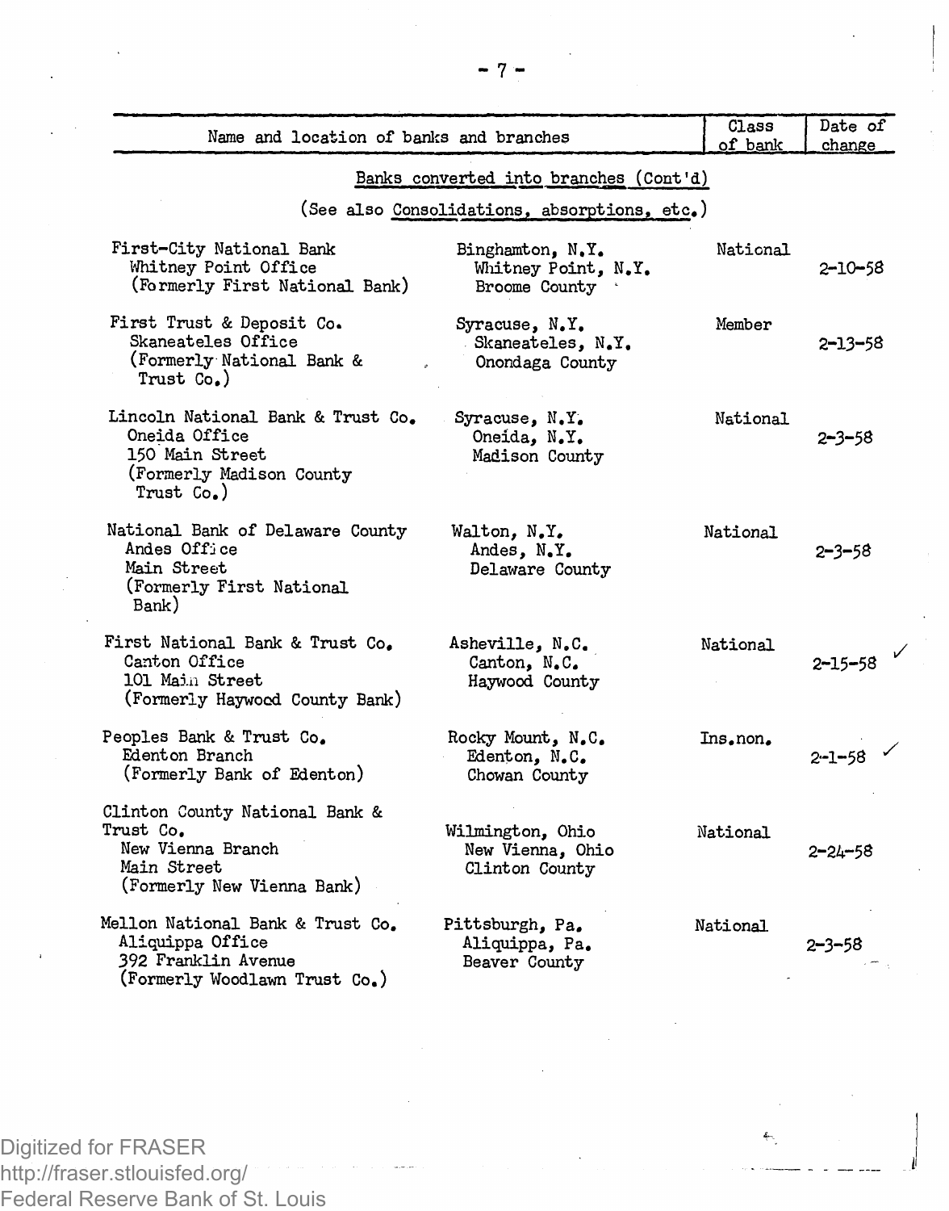| Name and location of banks and branches | | Class of bank | Date of change |
|---|---|---|---|
| **Banks converted into branches (Cont'd)** | | | |
| (See also Consolidations, absorptions, etc.) | | | |
| First-City National Bank<br>Whitney Point Office<br>(Formerly First National Bank) | Binghamton, N.Y.<br>Whitney Point, N.Y.<br>Broome County | National | 2-10-58 |
| First Trust & Deposit Co.<br>Skaneateles Office<br>(Formerly National Bank & Trust Co.) | Syracuse, N.Y.<br>Skaneateles, N.Y.<br>Onondaga County | Member | 2-13-58 |
| Lincoln National Bank & Trust Co.<br>Oneida Office<br>150 Main Street<br>(Formerly Madison County Trust Co.) | Syracuse, N.Y.<br>Oneida, N.Y.<br>Madison County | National | 2-3-58 |
| National Bank of Delaware County<br>Andes Office<br>Main Street<br>(Formerly First National Bank) | Walton, N.Y.<br>Andes, N.Y.<br>Delaware County | National | 2-3-58 |
| First National Bank & Trust Co.<br>Canton Office<br>101 Main Street<br>(Formerly Haywood County Bank) | Asheville, N.C.<br>Canton, N.C.<br>Haywood County | National | 2-15-58 ✓ |
| Peoples Bank & Trust Co.<br>Edenton Branch<br>(Formerly Bank of Edenton) | Rocky Mount, N.C.<br>Edenton, N.C.<br>Chowan County | Ins.non. | 2-1-58 ✓ |
| Clinton County National Bank & Trust Co.<br>New Vienna Branch<br>Main Street<br>(Formerly New Vienna Bank) | Wilmington, Ohio<br>New Vienna, Ohio<br>Clinton County | National | 2-24-58 |
| Mellon National Bank & Trust Co.<br>Aliquippa Office<br>392 Franklin Avenue<br>(Formerly Woodlawn Trust Co.) | Pittsburgh, Pa.<br>Aliquippa, Pa.<br>Beaver County | National | 2-3-58 |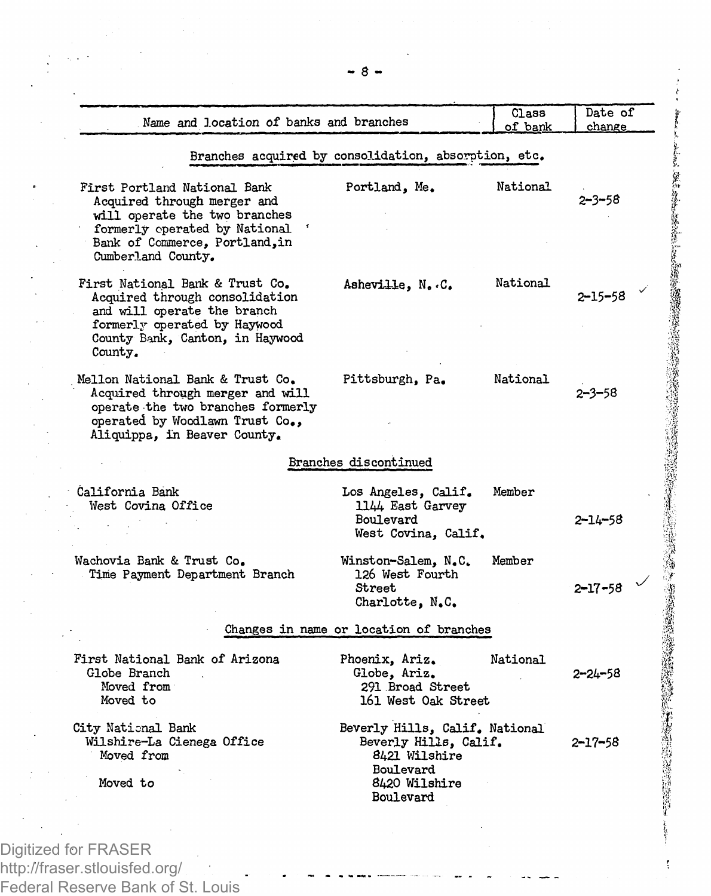| Name and location of banks and branches | | Class of bank | Date of change |
|---|---|---|---|
| **Branches acquired by consolidation, absorption, etc.** | | | |
| First Portland National Bank<br>Acquired through merger and will operate the two branches formerly operated by National Bank of Commerce, Portland, in Cumberland County. | Portland, Me. | National | 2-3-58 |
| First National Bank & Trust Co.<br>Acquired through consolidation and will operate the branch formerly operated by Haywood County Bank, Canton, in Haywood County. | Asheville, N. C. | National | 2-15-58 |
| Mellon National Bank & Trust Co.<br>Acquired through merger and will operate the two branches formerly operated by Woodlawn Trust Co., Aliquippa, in Beaver County. | Pittsburgh, Pa. | National | 2-3-58 |
| **Branches discontinued** | | | |
| California Bank<br>West Covina Office | Los Angeles, Calif.<br>1144 East Garvey Boulevard<br>West Covina, Calif. | Member | 2-14-58 |
| Wachovia Bank & Trust Co.<br>Time Payment Department Branch | Winston-Salem, N.C.<br>126 West Fourth Street<br>Charlotte, N.C. | Member | 2-17-58 |
| **Changes in name or location of branches** | | | |
| First National Bank of Arizona<br>Globe Branch<br>Moved from<br>Moved to | Phoenix, Ariz.<br>Globe, Ariz.<br>291 Broad Street<br>161 West Oak Street | National | 2-24-58 |
| City National Bank<br>Wilshire-La Cienega Office<br>Moved from<br>Moved to | Beverly Hills, Calif.<br>Beverly Hills, Calif.<br>8421 Wilshire Boulevard<br>8420 Wilshire Boulevard | National | 2-17-58 |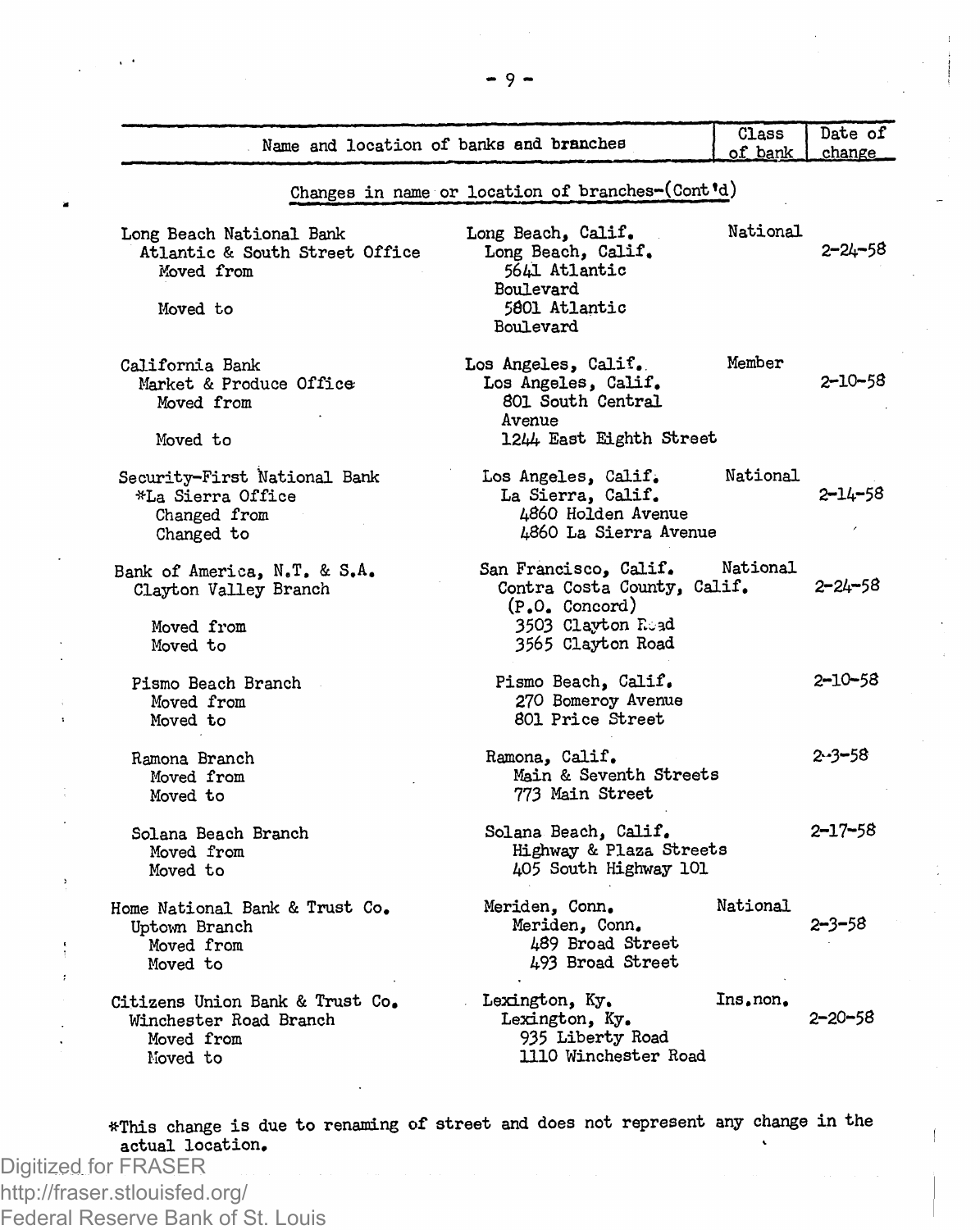| Name and location of banks and branches | | Class of bank | Date of change |
|---|---|---|---|
| *Changes in name or location of branches--(Cont'd)* | | | |
| Long Beach National Bank | Long Beach, Calif. | National | |
| Atlantic & South Street Office | Long Beach, Calif. | | 2-24-58 |
| Moved from | 5641 Atlantic Boulevard | | |
| Moved to | 5801 Atlantic Boulevard | | |
| California Bank | Los Angeles, Calif. | Member | |
| Market & Produce Office | Los Angeles, Calif. | | 2-10-58 |
| Moved from | 801 South Central Avenue | | |
| Moved to | 1244 East Eighth Street | | |
| Security-First National Bank | Los Angeles, Calif. | National | |
| *La Sierra Office | La Sierra, Calif. | | 2-14-58 |
| Changed from | 4860 Holden Avenue | | |
| Changed to | 4860 La Sierra Avenue | | |
| Bank of America, N.T. & S.A. | San Francisco, Calif. | National | |
| Clayton Valley Branch | Contra Costa County, Calif. (P.O. Concord) | | 2-24-58 |
| Moved from | 3503 Clayton Road | | |
| Moved to | 3565 Clayton Road | | |
| Pismo Beach Branch | Pismo Beach, Calif. | | 2-10-58 |
| Moved from | 270 Bomeroy Avenue | | |
| Moved to | 801 Price Street | | |
| Ramona Branch | Ramona, Calif. | | 2-3-58 |
| Moved from | Main & Seventh Streets | | |
| Moved to | 773 Main Street | | |
| Solana Beach Branch | Solana Beach, Calif. | | 2-17-58 |
| Moved from | Highway & Plaza Streets | | |
| Moved to | 405 South Highway 101 | | |
| Home National Bank & Trust Co. | Meriden, Conn. | National | |
| Uptown Branch | Meriden, Conn. | | 2-3-58 |
| Moved from | 489 Broad Street | | |
| Moved to | 493 Broad Street | | |
| Citizens Union Bank & Trust Co. | Lexington, Ky. | Ins.non. | |
| Winchester Road Branch | Lexington, Ky. | | 2-20-58 |
| Moved from | 935 Liberty Road | | |
| Moved to | 1110 Winchester Road | | |

*This change is due to renaming of street and does not represent any change in the actual location.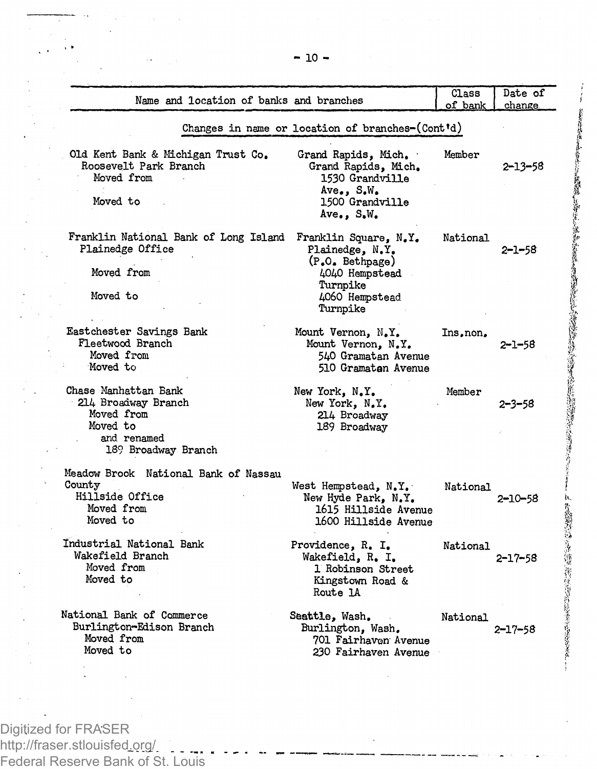| Name and location of banks and branches | | Class of bank | Date of change |
|---|---|---|---|
| Changes in name or location of branches-(Cont'd) | | | |
| Old Kent Bank & Michigan Trust Co. | Grand Rapids, Mich. | Member | |
| Roosevelt Park Branch | Grand Rapids, Mich. | | 2-13-58 |
| Moved from | 1530 Grandville Ave., S.W. | | |
| Moved to | 1500 Grandville Ave., S.W. | | |
| Franklin National Bank of Long Island | Franklin Square, N.Y. | National | |
| Plainedge Office | Plainedge, N.Y. (P.O. Bethpage) | | 2-1-58 |
| Moved from | 4040 Hempstead Turnpike | | |
| Moved to | 4060 Hempstead Turnpike | | |
| Eastchester Savings Bank | Mount Vernon, N.Y. | Ins.non. | |
| Fleetwood Branch | Mount Vernon, N.Y. | | 2-1-58 |
| Moved from | 540 Gramatan Avenue | | |
| Moved to | 510 Gramatan Avenue | | |
| Chase Manhattan Bank | New York, N.Y. | Member | |
| 214 Broadway Branch | New York, N.Y. | | 2-3-58 |
| Moved from | 214 Broadway | | |
| Moved to and renamed 189 Broadway Branch | 189 Broadway | | |
| Meadow Brook National Bank of Nassau County | West Hempstead, N.Y. | National | |
| Hillside Office | New Hyde Park, N.Y. | | 2-10-58 |
| Moved from | 1615 Hillside Avenue | | |
| Moved to | 1600 Hillside Avenue | | |
| Industrial National Bank | Providence, R. I. | National | |
| Wakefield Branch | Wakefield, R. I. | | 2-17-58 |
| Moved from | 1 Robinson Street | | |
| Moved to | Kingstown Road & Route 1A | | |
| National Bank of Commerce | Seattle, Wash. | National | |
| Burlington-Edison Branch | Burlington, Wash. | | 2-17-58 |
| Moved from | 701 Fairhaven Avenue | | |
| Moved to | 230 Fairhaven Avenue | | |